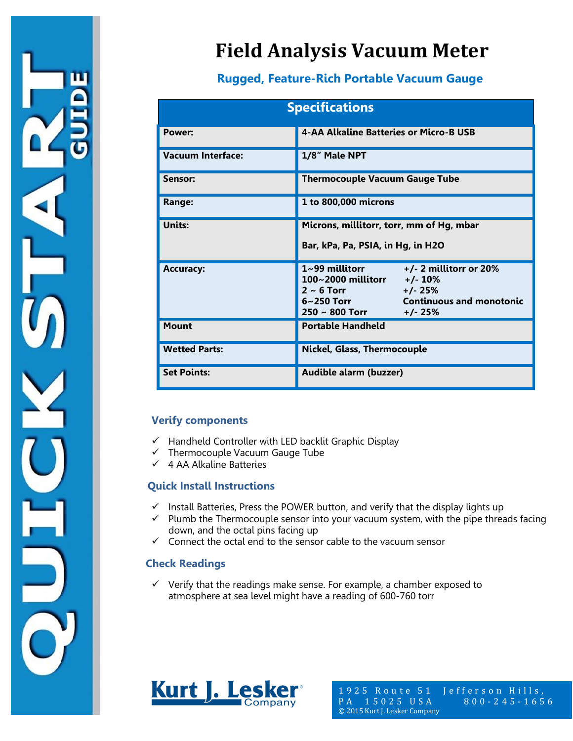QUICK START GUIDE

# Field Analysis Vacuum Meter

## Rugged, Feature-Rich Portable Vacuum Gauge

| Specifications | |
|---|---|
| **Power:** | **4-AA Alkaline Batteries or Micro-B USB** |
| **Vacuum Interface:** | **1/8" Male NPT** |
| **Sensor:** | **Thermocouple Vacuum Gauge Tube** |
| **Range:** | **1 to 800,000 microns** |
| **Units:** | **Microns, millitorr, torr, mm of Hg, mbar**<br>**Bar, kPa, Pa, PSIA, in Hg, in H2O** |
| **Accuracy:** | **1~99 millitorr +/- 2 millitorr or 20%**<br>**100~2000 millitorr +/- 10%**<br>**2 ~ 6 Torr +/- 25%**<br>**6~250 Torr Continuous and monotonic**<br>**250 ~ 800 Torr +/- 25%** |
| **Mount** | **Portable Handheld** |
| **Wetted Parts:** | **Nickel, Glass, Thermocouple** |
| **Set Points:** | **Audible alarm (buzzer)** |

### Verify components

- ✓ Handheld Controller with LED backlit Graphic Display
- ✓ Thermocouple Vacuum Gauge Tube
- ✓ 4 AA Alkaline Batteries

### Quick Install Instructions

- ✓ Install Batteries, Press the POWER button, and verify that the display lights up
- ✓ Plumb the Thermocouple sensor into your vacuum system, with the pipe threads facing down, and the octal pins facing up
- ✓ Connect the octal end to the sensor cable to the vacuum sensor

### Check Readings

- ✓ Verify that the readings make sense. For example, a chamber exposed to atmosphere at sea level might have a reading of 600-760 torr

Kurt J. Lesker Company

1925 Route 51 Jefferson Hills, PA 15025 USA 800-245-1656
© 2015 Kurt J. Lesker Company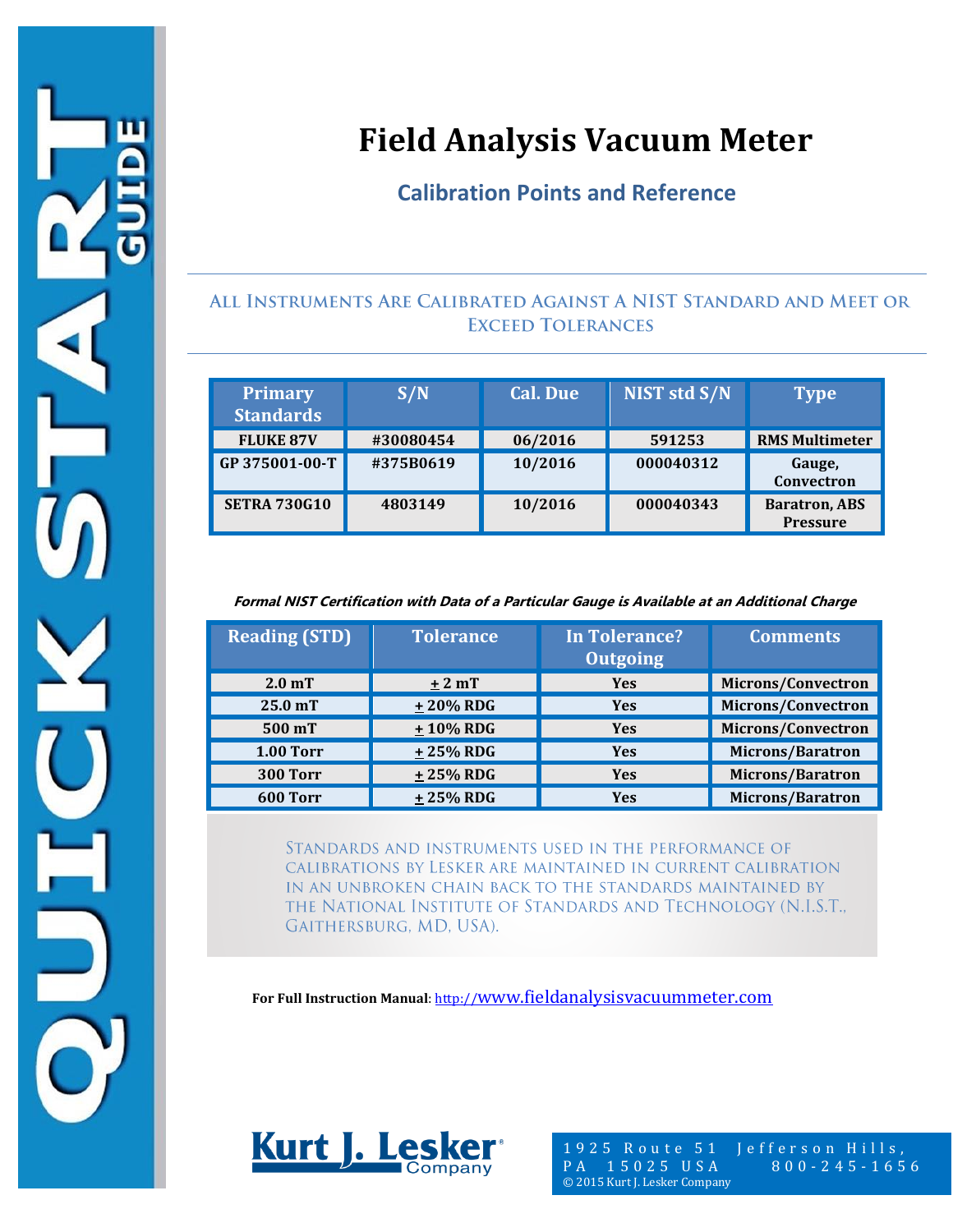QUICK START GUIDE

# Field Analysis Vacuum Meter

## Calibration Points and Reference

### All Instruments Are Calibrated Against A NIST Standard and Meet or Exceed Tolerances

| Primary Standards | S/N | Cal. Due | NIST std S/N | Type |
|---|---|---|---|---|
| FLUKE 87V | #30080454 | 06/2016 | 591253 | RMS Multimeter |
| GP 375001-00-T | #375B0619 | 10/2016 | 000040312 | Gauge, Convectron |
| SETRA 730G10 | 4803149 | 10/2016 | 000040343 | Baratron, ABS Pressure |

***Formal NIST Certification with Data of a Particular Gauge is Available at an Additional Charge***

| Reading (STD) | Tolerance | In Tolerance? Outgoing | Comments |
|---|---|---|---|
| 2.0 mT | ± 2 mT | Yes | Microns/Convectron |
| 25.0 mT | ± 20% RDG | Yes | Microns/Convectron |
| 500 mT | ± 10% RDG | Yes | Microns/Convectron |
| 1.00 Torr | ± 25% RDG | Yes | Microns/Baratron |
| 300 Torr | ± 25% RDG | Yes | Microns/Baratron |
| 600 Torr | ± 25% RDG | Yes | Microns/Baratron |

Standards and instruments used in the performance of calibrations by Lesker are maintained in current calibration in an unbroken chain back to the standards maintained by the National Institute of Standards and Technology (N.I.S.T., Gaithersburg, MD, USA).

**For Full Instruction Manual**: http://www.fieldanalysisvacuummeter.com

Kurt J. Lesker Company

1925 Route 51 Jefferson Hills, PA 15025 USA 800-245-1656
© 2015 Kurt J. Lesker Company